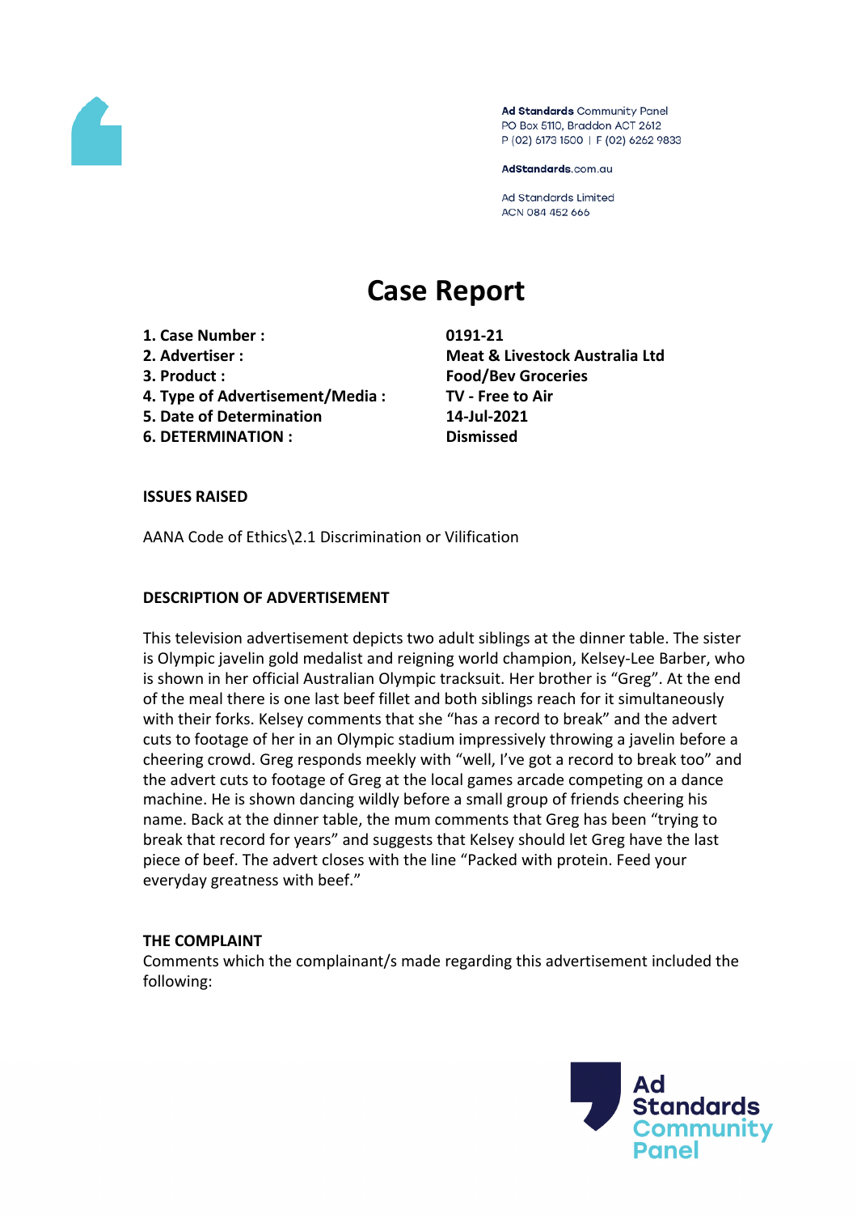Ad Standards Community Panel
PO Box 5110, Braddon ACT 2612
P (02) 6173 1500 | F (02) 6262 9833

AdStandards.com.au

Ad Standards Limited
ACN 084 452 666

# Case Report

| | |
|---|---|
| **1. Case Number :** | **0191-21** |
| **2. Advertiser :** | **Meat & Livestock Australia Ltd** |
| **3. Product :** | **Food/Bev Groceries** |
| **4. Type of Advertisement/Media :** | **TV - Free to Air** |
| **5. Date of Determination** | **14-Jul-2021** |
| **6. DETERMINATION :** | **Dismissed** |

**ISSUES RAISED**

AANA Code of Ethics\2.1 Discrimination or Vilification

**DESCRIPTION OF ADVERTISEMENT**

This television advertisement depicts two adult siblings at the dinner table. The sister is Olympic javelin gold medalist and reigning world champion, Kelsey-Lee Barber, who is shown in her official Australian Olympic tracksuit. Her brother is "Greg". At the end of the meal there is one last beef fillet and both siblings reach for it simultaneously with their forks. Kelsey comments that she "has a record to break" and the advert cuts to footage of her in an Olympic stadium impressively throwing a javelin before a cheering crowd. Greg responds meekly with "well, I've got a record to break too" and the advert cuts to footage of Greg at the local games arcade competing on a dance machine. He is shown dancing wildly before a small group of friends cheering his name. Back at the dinner table, the mum comments that Greg has been "trying to break that record for years" and suggests that Kelsey should let Greg have the last piece of beef. The advert closes with the line "Packed with protein. Feed your everyday greatness with beef."

**THE COMPLAINT**

Comments which the complainant/s made regarding this advertisement included the following: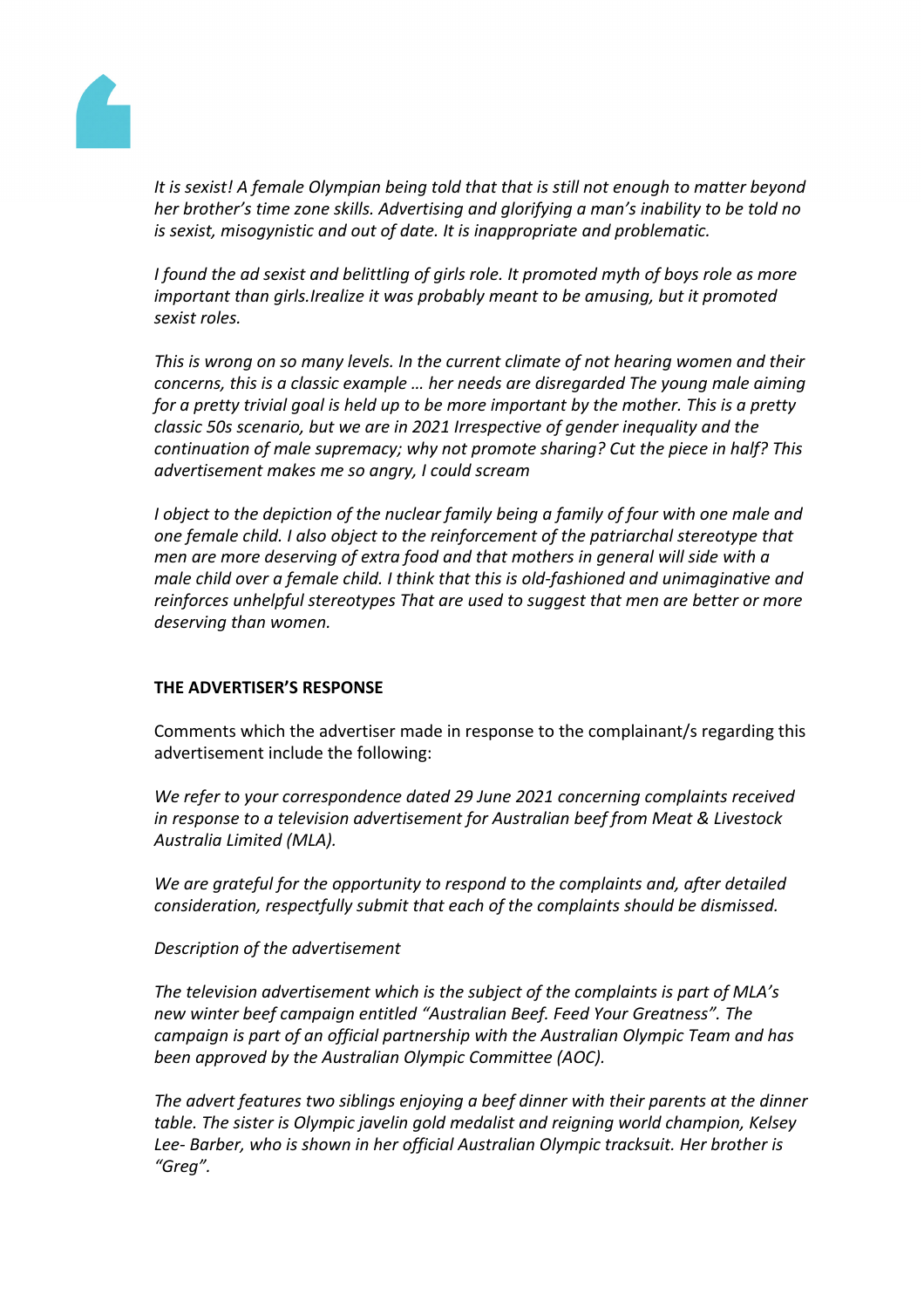*It is sexist! A female Olympian being told that that is still not enough to matter beyond her brother's time zone skills. Advertising and glorifying a man's inability to be told no is sexist, misogynistic and out of date. It is inappropriate and problematic.*

*I found the ad sexist and belittling of girls role. It promoted myth of boys role as more important than girls.Irealize it was probably meant to be amusing, but it promoted sexist roles.*

*This is wrong on so many levels. In the current climate of not hearing women and their concerns, this is a classic example … her needs are disregarded The young male aiming for a pretty trivial goal is held up to be more important by the mother. This is a pretty classic 50s scenario, but we are in 2021 Irrespective of gender inequality and the continuation of male supremacy; why not promote sharing? Cut the piece in half? This advertisement makes me so angry, I could scream*

*I object to the depiction of the nuclear family being a family of four with one male and one female child. I also object to the reinforcement of the patriarchal stereotype that men are more deserving of extra food and that mothers in general will side with a male child over a female child. I think that this is old-fashioned and unimaginative and reinforces unhelpful stereotypes That are used to suggest that men are better or more deserving than women.*

**THE ADVERTISER'S RESPONSE**

Comments which the advertiser made in response to the complainant/s regarding this advertisement include the following:

*We refer to your correspondence dated 29 June 2021 concerning complaints received in response to a television advertisement for Australian beef from Meat & Livestock Australia Limited (MLA).*

*We are grateful for the opportunity to respond to the complaints and, after detailed consideration, respectfully submit that each of the complaints should be dismissed.*

*Description of the advertisement*

*The television advertisement which is the subject of the complaints is part of MLA's new winter beef campaign entitled "Australian Beef. Feed Your Greatness". The campaign is part of an official partnership with the Australian Olympic Team and has been approved by the Australian Olympic Committee (AOC).*

*The advert features two siblings enjoying a beef dinner with their parents at the dinner table. The sister is Olympic javelin gold medalist and reigning world champion, Kelsey Lee- Barber, who is shown in her official Australian Olympic tracksuit. Her brother is "Greg".*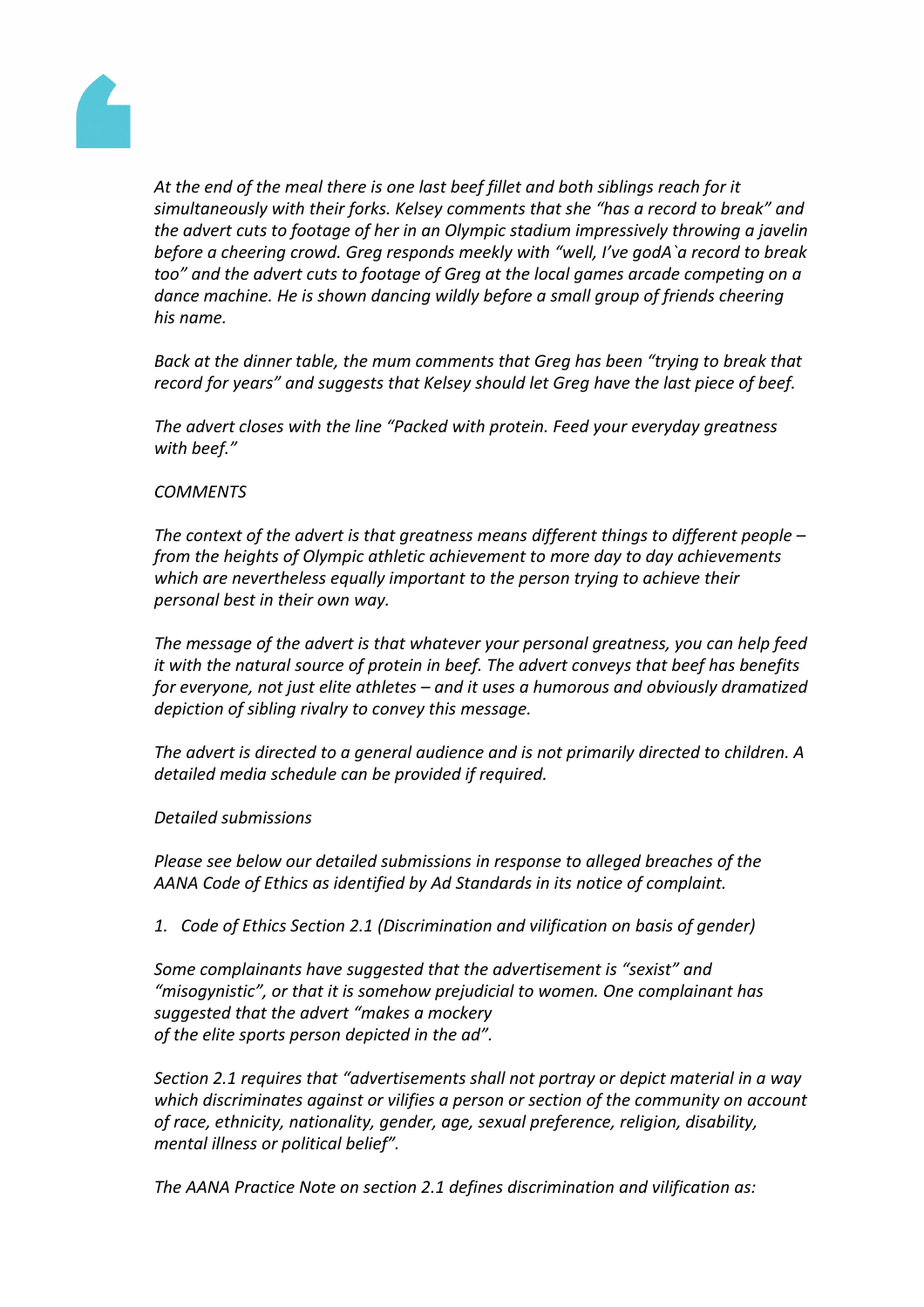*At the end of the meal there is one last beef fillet and both siblings reach for it simultaneously with their forks. Kelsey comments that she "has a record to break" and the advert cuts to footage of her in an Olympic stadium impressively throwing a javelin before a cheering crowd. Greg responds meekly with "well, I've godA`a record to break too" and the advert cuts to footage of Greg at the local games arcade competing on a dance machine. He is shown dancing wildly before a small group of friends cheering his name.*

*Back at the dinner table, the mum comments that Greg has been "trying to break that record for years" and suggests that Kelsey should let Greg have the last piece of beef.*

*The advert closes with the line "Packed with protein. Feed your everyday greatness with beef."*

*COMMENTS*

*The context of the advert is that greatness means different things to different people – from the heights of Olympic athletic achievement to more day to day achievements which are nevertheless equally important to the person trying to achieve their personal best in their own way.*

*The message of the advert is that whatever your personal greatness, you can help feed it with the natural source of protein in beef. The advert conveys that beef has benefits for everyone, not just elite athletes – and it uses a humorous and obviously dramatized depiction of sibling rivalry to convey this message.*

*The advert is directed to a general audience and is not primarily directed to children. A detailed media schedule can be provided if required.*

*Detailed submissions*

*Please see below our detailed submissions in response to alleged breaches of the AANA Code of Ethics as identified by Ad Standards in its notice of complaint.*

*1. Code of Ethics Section 2.1 (Discrimination and vilification on basis of gender)*

*Some complainants have suggested that the advertisement is "sexist" and "misogynistic", or that it is somehow prejudicial to women. One complainant has suggested that the advert "makes a mockery of the elite sports person depicted in the ad".*

*Section 2.1 requires that "advertisements shall not portray or depict material in a way which discriminates against or vilifies a person or section of the community on account of race, ethnicity, nationality, gender, age, sexual preference, religion, disability, mental illness or political belief".*

*The AANA Practice Note on section 2.1 defines discrimination and vilification as:*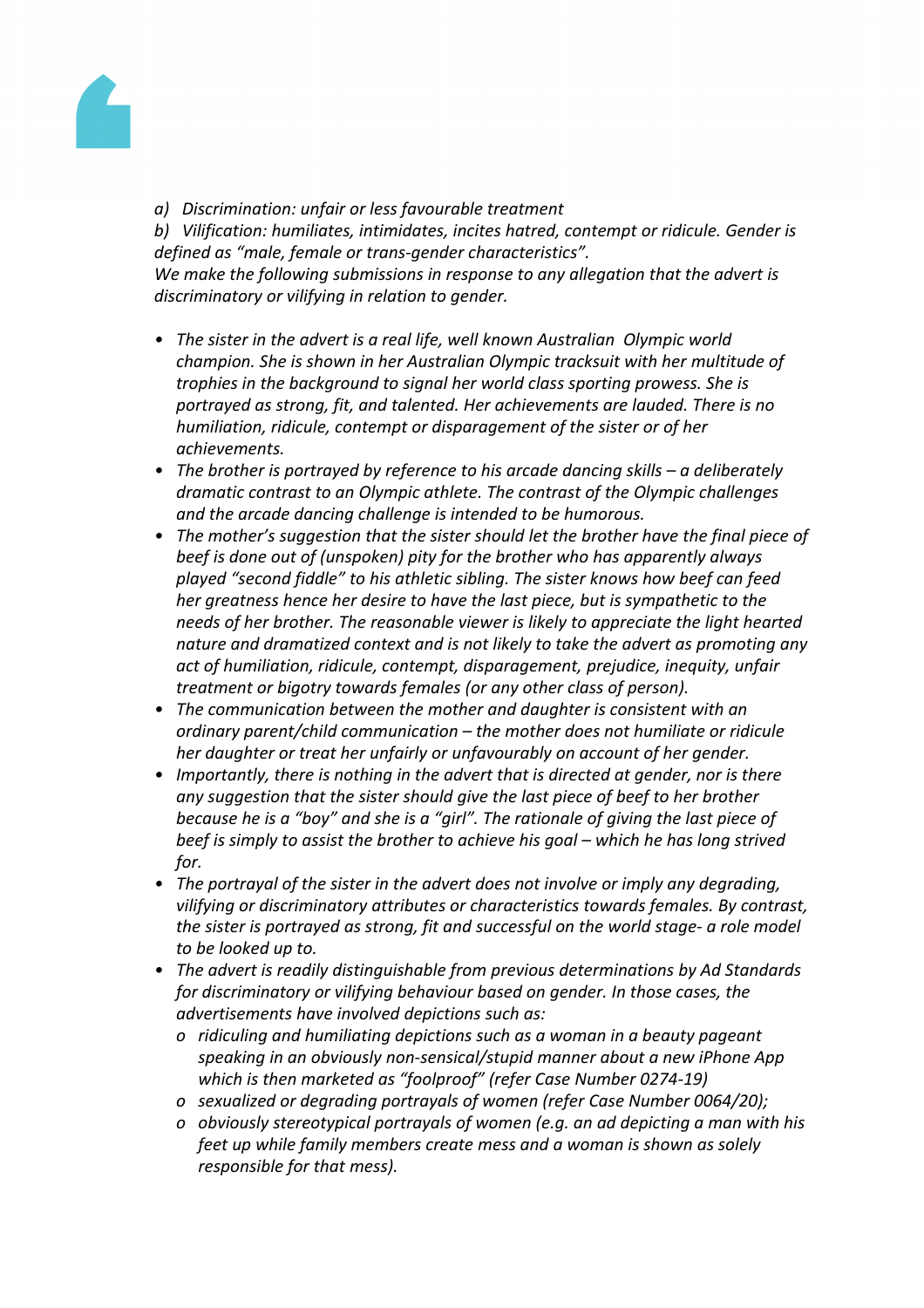*a) Discrimination: unfair or less favourable treatment*

*b) Vilification: humiliates, intimidates, incites hatred, contempt or ridicule. Gender is defined as "male, female or trans-gender characteristics".*

*We make the following submissions in response to any allegation that the advert is discriminatory or vilifying in relation to gender.*

- *The sister in the advert is a real life, well known Australian Olympic world champion. She is shown in her Australian Olympic tracksuit with her multitude of trophies in the background to signal her world class sporting prowess. She is portrayed as strong, fit, and talented. Her achievements are lauded. There is no humiliation, ridicule, contempt or disparagement of the sister or of her achievements.*
- *The brother is portrayed by reference to his arcade dancing skills – a deliberately dramatic contrast to an Olympic athlete. The contrast of the Olympic challenges and the arcade dancing challenge is intended to be humorous.*
- *The mother's suggestion that the sister should let the brother have the final piece of beef is done out of (unspoken) pity for the brother who has apparently always played "second fiddle" to his athletic sibling. The sister knows how beef can feed her greatness hence her desire to have the last piece, but is sympathetic to the needs of her brother. The reasonable viewer is likely to appreciate the light hearted nature and dramatized context and is not likely to take the advert as promoting any act of humiliation, ridicule, contempt, disparagement, prejudice, inequity, unfair treatment or bigotry towards females (or any other class of person).*
- *The communication between the mother and daughter is consistent with an ordinary parent/child communication – the mother does not humiliate or ridicule her daughter or treat her unfairly or unfavourably on account of her gender.*
- *Importantly, there is nothing in the advert that is directed at gender, nor is there any suggestion that the sister should give the last piece of beef to her brother because he is a "boy" and she is a "girl". The rationale of giving the last piece of beef is simply to assist the brother to achieve his goal – which he has long strived for.*
- *The portrayal of the sister in the advert does not involve or imply any degrading, vilifying or discriminatory attributes or characteristics towards females. By contrast, the sister is portrayed as strong, fit and successful on the world stage- a role model to be looked up to.*
- *The advert is readily distinguishable from previous determinations by Ad Standards for discriminatory or vilifying behaviour based on gender. In those cases, the advertisements have involved depictions such as:*
  - *ridiculing and humiliating depictions such as a woman in a beauty pageant speaking in an obviously non-sensical/stupid manner about a new iPhone App which is then marketed as "foolproof" (refer Case Number 0274-19)*
  - *sexualized or degrading portrayals of women (refer Case Number 0064/20);*
  - *obviously stereotypical portrayals of women (e.g. an ad depicting a man with his feet up while family members create mess and a woman is shown as solely responsible for that mess).*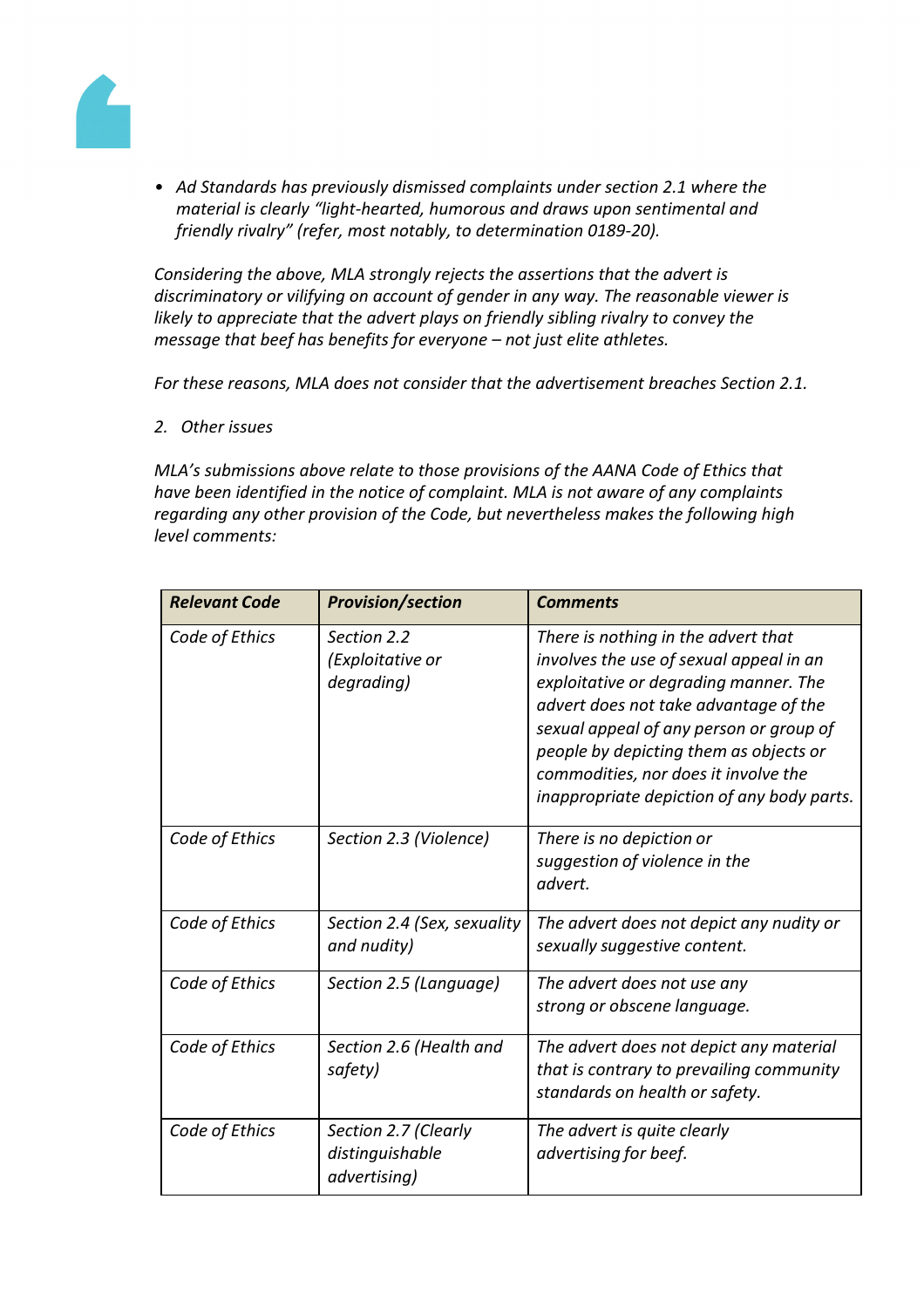- *Ad Standards has previously dismissed complaints under section 2.1 where the material is clearly "light-hearted, humorous and draws upon sentimental and friendly rivalry" (refer, most notably, to determination 0189-20).*

*Considering the above, MLA strongly rejects the assertions that the advert is discriminatory or vilifying on account of gender in any way. The reasonable viewer is likely to appreciate that the advert plays on friendly sibling rivalry to convey the message that beef has benefits for everyone – not just elite athletes.*

*For these reasons, MLA does not consider that the advertisement breaches Section 2.1.*

*2. Other issues*

*MLA's submissions above relate to those provisions of the AANA Code of Ethics that have been identified in the notice of complaint. MLA is not aware of any complaints regarding any other provision of the Code, but nevertheless makes the following high level comments:*

| ***Relevant Code*** | ***Provision/section*** | ***Comments*** |
|---|---|---|
| *Code of Ethics* | *Section 2.2 (Exploitative or degrading)* | *There is nothing in the advert that involves the use of sexual appeal in an exploitative or degrading manner. The advert does not take advantage of the sexual appeal of any person or group of people by depicting them as objects or commodities, nor does it involve the inappropriate depiction of any body parts.* |
| *Code of Ethics* | *Section 2.3 (Violence)* | *There is no depiction or suggestion of violence in the advert.* |
| *Code of Ethics* | *Section 2.4 (Sex, sexuality and nudity)* | *The advert does not depict any nudity or sexually suggestive content.* |
| *Code of Ethics* | *Section 2.5 (Language)* | *The advert does not use any strong or obscene language.* |
| *Code of Ethics* | *Section 2.6 (Health and safety)* | *The advert does not depict any material that is contrary to prevailing community standards on health or safety.* |
| *Code of Ethics* | *Section 2.7 (Clearly distinguishable advertising)* | *The advert is quite clearly advertising for beef.* |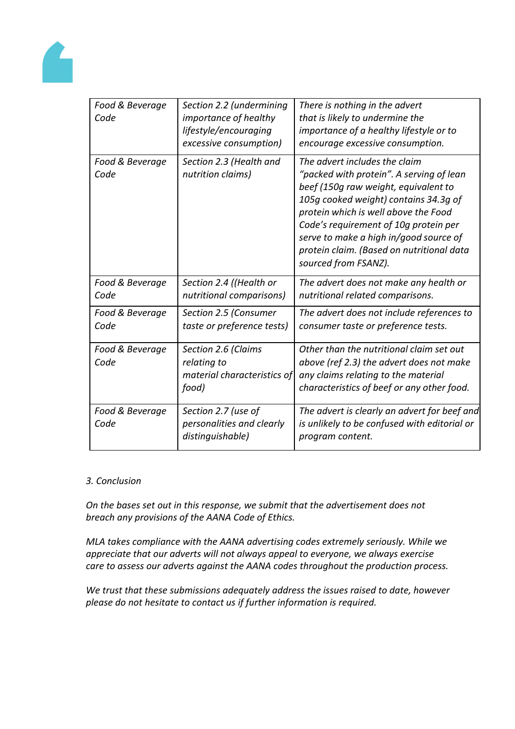| | | |
|---|---|---|
| *Food & Beverage Code* | *Section 2.2 (undermining importance of healthy lifestyle/encouraging excessive consumption)* | *There is nothing in the advert that is likely to undermine the importance of a healthy lifestyle or to encourage excessive consumption.* |
| *Food & Beverage Code* | *Section 2.3 (Health and nutrition claims)* | *The advert includes the claim "packed with protein". A serving of lean beef (150g raw weight, equivalent to 105g cooked weight) contains 34.3g of protein which is well above the Food Code's requirement of 10g protein per serve to make a high in/good source of protein claim. (Based on nutritional data sourced from FSANZ).* |
| *Food & Beverage Code* | *Section 2.4 ((Health or nutritional comparisons)* | *The advert does not make any health or nutritional related comparisons.* |
| *Food & Beverage Code* | *Section 2.5 (Consumer taste or preference tests)* | *The advert does not include references to consumer taste or preference tests.* |
| *Food & Beverage Code* | *Section 2.6 (Claims relating to material characteristics of food)* | *Other than the nutritional claim set out above (ref 2.3) the advert does not make any claims relating to the material characteristics of beef or any other food.* |
| *Food & Beverage Code* | *Section 2.7 (use of personalities and clearly distinguishable)* | *The advert is clearly an advert for beef and is unlikely to be confused with editorial or program content.* |

*3. Conclusion*

*On the bases set out in this response, we submit that the advertisement does not breach any provisions of the AANA Code of Ethics.*

*MLA takes compliance with the AANA advertising codes extremely seriously. While we appreciate that our adverts will not always appeal to everyone, we always exercise care to assess our adverts against the AANA codes throughout the production process.*

*We trust that these submissions adequately address the issues raised to date, however please do not hesitate to contact us if further information is required.*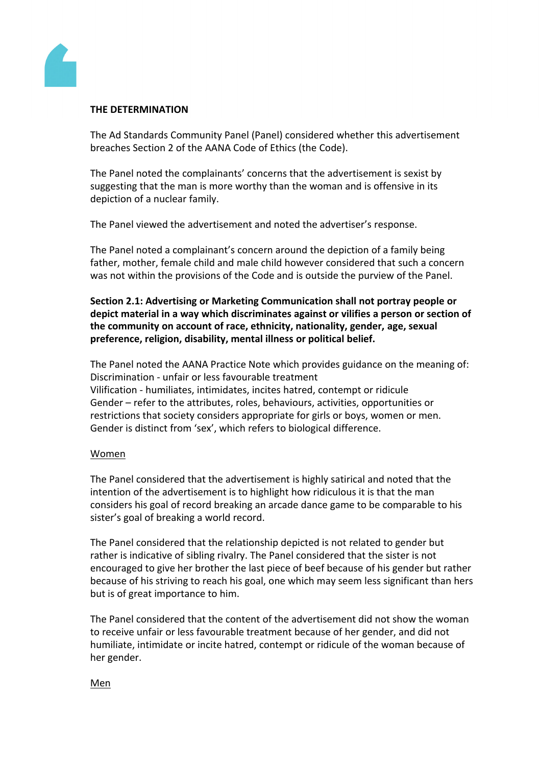**THE DETERMINATION**

The Ad Standards Community Panel (Panel) considered whether this advertisement breaches Section 2 of the AANA Code of Ethics (the Code).

The Panel noted the complainants' concerns that the advertisement is sexist by suggesting that the man is more worthy than the woman and is offensive in its depiction of a nuclear family.

The Panel viewed the advertisement and noted the advertiser's response.

The Panel noted a complainant's concern around the depiction of a family being father, mother, female child and male child however considered that such a concern was not within the provisions of the Code and is outside the purview of the Panel.

**Section 2.1: Advertising or Marketing Communication shall not portray people or depict material in a way which discriminates against or vilifies a person or section of the community on account of race, ethnicity, nationality, gender, age, sexual preference, religion, disability, mental illness or political belief.**

The Panel noted the AANA Practice Note which provides guidance on the meaning of:
Discrimination - unfair or less favourable treatment
Vilification - humiliates, intimidates, incites hatred, contempt or ridicule
Gender – refer to the attributes, roles, behaviours, activities, opportunities or restrictions that society considers appropriate for girls or boys, women or men. Gender is distinct from 'sex', which refers to biological difference.

Women

The Panel considered that the advertisement is highly satirical and noted that the intention of the advertisement is to highlight how ridiculous it is that the man considers his goal of record breaking an arcade dance game to be comparable to his sister's goal of breaking a world record.

The Panel considered that the relationship depicted is not related to gender but rather is indicative of sibling rivalry. The Panel considered that the sister is not encouraged to give her brother the last piece of beef because of his gender but rather because of his striving to reach his goal, one which may seem less significant than hers but is of great importance to him.

The Panel considered that the content of the advertisement did not show the woman to receive unfair or less favourable treatment because of her gender, and did not humiliate, intimidate or incite hatred, contempt or ridicule of the woman because of her gender.

Men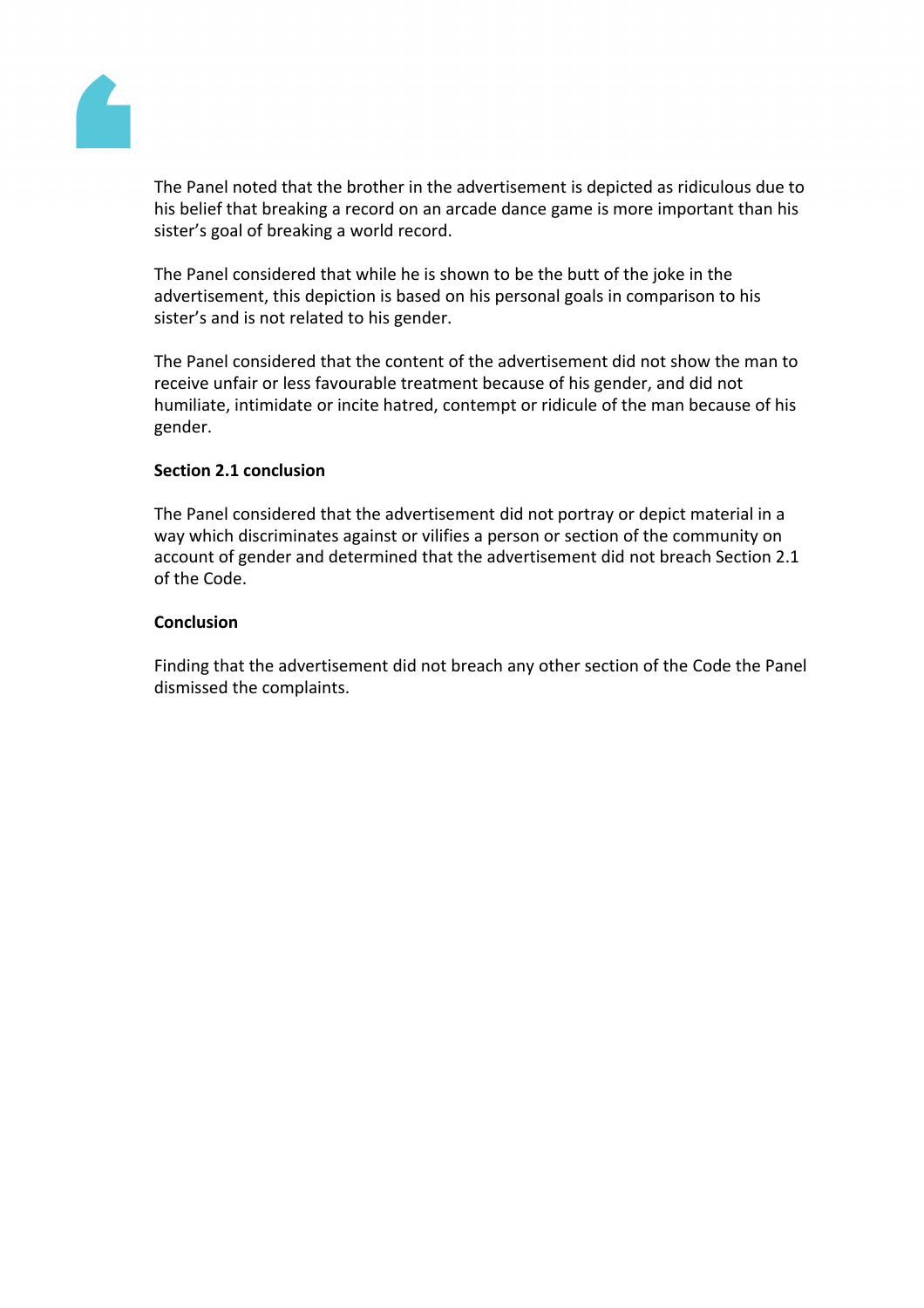The Panel noted that the brother in the advertisement is depicted as ridiculous due to his belief that breaking a record on an arcade dance game is more important than his sister's goal of breaking a world record.

The Panel considered that while he is shown to be the butt of the joke in the advertisement, this depiction is based on his personal goals in comparison to his sister's and is not related to his gender.

The Panel considered that the content of the advertisement did not show the man to receive unfair or less favourable treatment because of his gender, and did not humiliate, intimidate or incite hatred, contempt or ridicule of the man because of his gender.

**Section 2.1 conclusion**

The Panel considered that the advertisement did not portray or depict material in a way which discriminates against or vilifies a person or section of the community on account of gender and determined that the advertisement did not breach Section 2.1 of the Code.

**Conclusion**

Finding that the advertisement did not breach any other section of the Code the Panel dismissed the complaints.